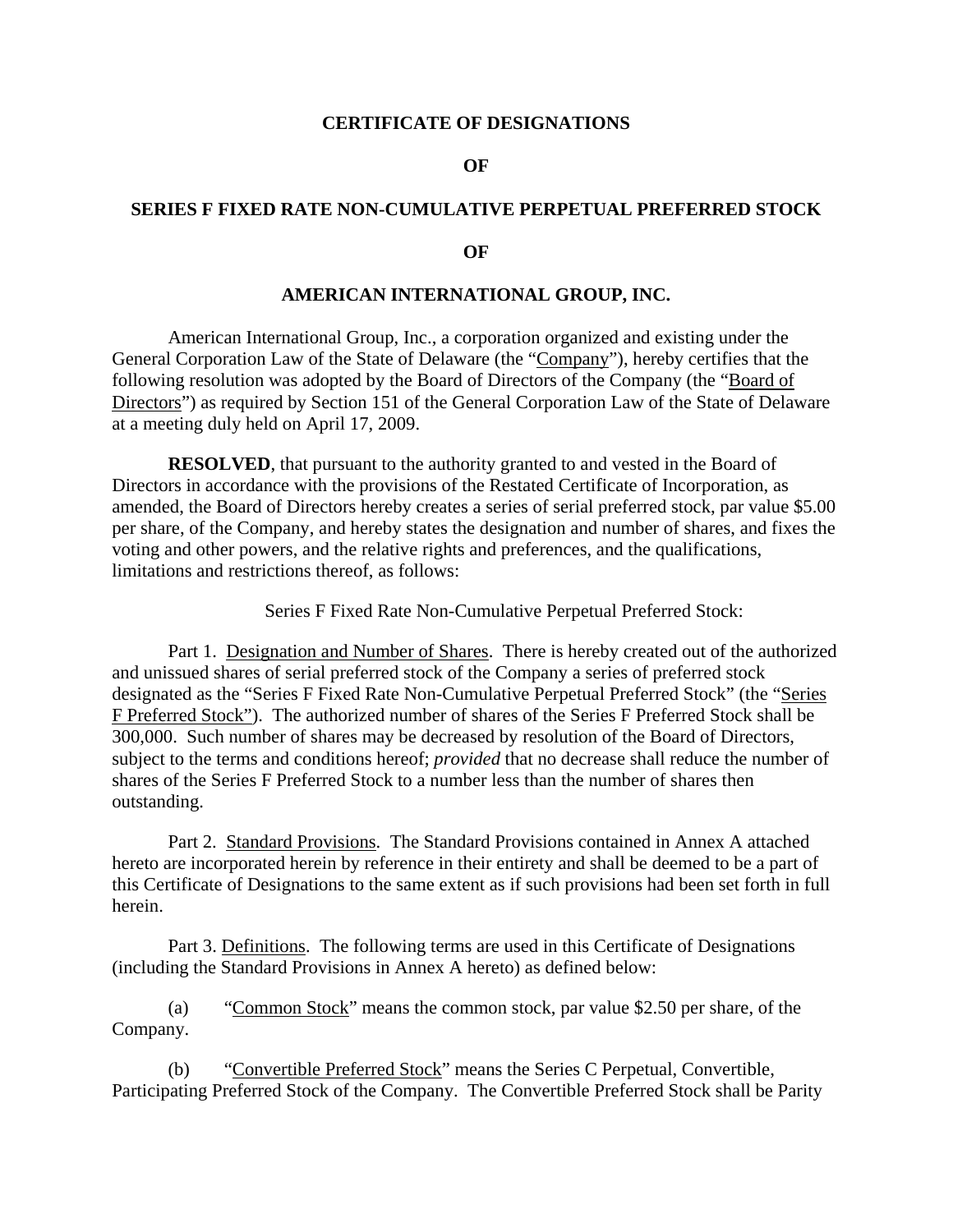# CERTIFICATE OF DESIGNATIONS

# OF

# SERIES F FIXED RATE NON-CUMULATIVE PERPETUAL PREFERRED STOCK

# OF

# AMERICAN INTERNATIONAL GROUP, INC.

American International Group, Inc., a corporation organized and existing under the General Corporation Law of the State of Delaware (the "Company"), hereby certifies that the following resolution was adopted by the Board of Directors of the Company (the "Board of Directors") as required by Section 151 of the General Corporation Law of the State of Delaware at a meeting duly held on April 17, 2009.

**RESOLVED**, that pursuant to the authority granted to and vested in the Board of Directors in accordance with the provisions of the Restated Certificate of Incorporation, as amended, the Board of Directors hereby creates a series of serial preferred stock, par value $5.00 per share, of the Company, and hereby states the designation and number of shares, and fixes the voting and other powers, and the relative rights and preferences, and the qualifications, limitations and restrictions thereof, as follows:

Series F Fixed Rate Non-Cumulative Perpetual Preferred Stock:

Part 1. Designation and Number of Shares. There is hereby created out of the authorized and unissued shares of serial preferred stock of the Company a series of preferred stock designated as the "Series F Fixed Rate Non-Cumulative Perpetual Preferred Stock" (the "Series F Preferred Stock"). The authorized number of shares of the Series F Preferred Stock shall be 300,000. Such number of shares may be decreased by resolution of the Board of Directors, subject to the terms and conditions hereof; *provided* that no decrease shall reduce the number of shares of the Series F Preferred Stock to a number less than the number of shares then outstanding.

Part 2. Standard Provisions. The Standard Provisions contained in Annex A attached hereto are incorporated herein by reference in their entirety and shall be deemed to be a part of this Certificate of Designations to the same extent as if such provisions had been set forth in full herein.

Part 3. Definitions. The following terms are used in this Certificate of Designations (including the Standard Provisions in Annex A hereto) as defined below:

(a) "Common Stock" means the common stock, par value $2.50 per share, of the Company.

(b) "Convertible Preferred Stock" means the Series C Perpetual, Convertible, Participating Preferred Stock of the Company. The Convertible Preferred Stock shall be Parity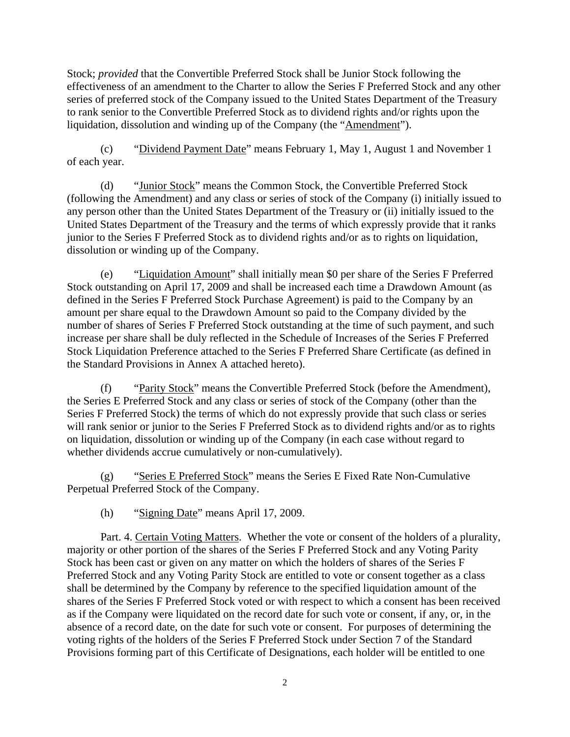Stock; *provided* that the Convertible Preferred Stock shall be Junior Stock following the effectiveness of an amendment to the Charter to allow the Series F Preferred Stock and any other series of preferred stock of the Company issued to the United States Department of the Treasury to rank senior to the Convertible Preferred Stock as to dividend rights and/or rights upon the liquidation, dissolution and winding up of the Company (the "Amendment").

(c) "Dividend Payment Date" means February 1, May 1, August 1 and November 1 of each year.

(d) "Junior Stock" means the Common Stock, the Convertible Preferred Stock (following the Amendment) and any class or series of stock of the Company (i) initially issued to any person other than the United States Department of the Treasury or (ii) initially issued to the United States Department of the Treasury and the terms of which expressly provide that it ranks junior to the Series F Preferred Stock as to dividend rights and/or as to rights on liquidation, dissolution or winding up of the Company.

(e) "Liquidation Amount" shall initially mean $0 per share of the Series F Preferred Stock outstanding on April 17, 2009 and shall be increased each time a Drawdown Amount (as defined in the Series F Preferred Stock Purchase Agreement) is paid to the Company by an amount per share equal to the Drawdown Amount so paid to the Company divided by the number of shares of Series F Preferred Stock outstanding at the time of such payment, and such increase per share shall be duly reflected in the Schedule of Increases of the Series F Preferred Stock Liquidation Preference attached to the Series F Preferred Share Certificate (as defined in the Standard Provisions in Annex A attached hereto).

(f) "Parity Stock" means the Convertible Preferred Stock (before the Amendment), the Series E Preferred Stock and any class or series of stock of the Company (other than the Series F Preferred Stock) the terms of which do not expressly provide that such class or series will rank senior or junior to the Series F Preferred Stock as to dividend rights and/or as to rights on liquidation, dissolution or winding up of the Company (in each case without regard to whether dividends accrue cumulatively or non-cumulatively).

(g) "Series E Preferred Stock" means the Series E Fixed Rate Non-Cumulative Perpetual Preferred Stock of the Company.

(h) "Signing Date" means April 17, 2009.

Part. 4. Certain Voting Matters. Whether the vote or consent of the holders of a plurality, majority or other portion of the shares of the Series F Preferred Stock and any Voting Parity Stock has been cast or given on any matter on which the holders of shares of the Series F Preferred Stock and any Voting Parity Stock are entitled to vote or consent together as a class shall be determined by the Company by reference to the specified liquidation amount of the shares of the Series F Preferred Stock voted or with respect to which a consent has been received as if the Company were liquidated on the record date for such vote or consent, if any, or, in the absence of a record date, on the date for such vote or consent. For purposes of determining the voting rights of the holders of the Series F Preferred Stock under Section 7 of the Standard Provisions forming part of this Certificate of Designations, each holder will be entitled to one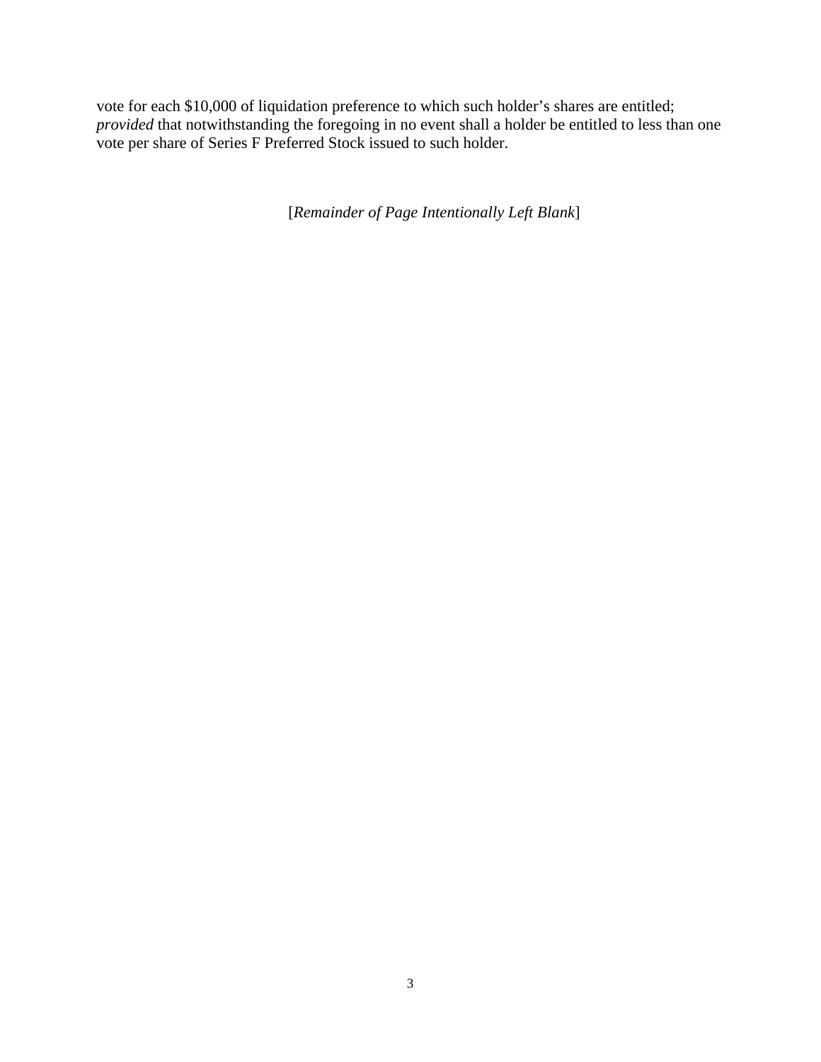vote for each $10,000 of liquidation preference to which such holder's shares are entitled; *provided* that notwithstanding the foregoing in no event shall a holder be entitled to less than one vote per share of Series F Preferred Stock issued to such holder.

[*Remainder of Page Intentionally Left Blank*]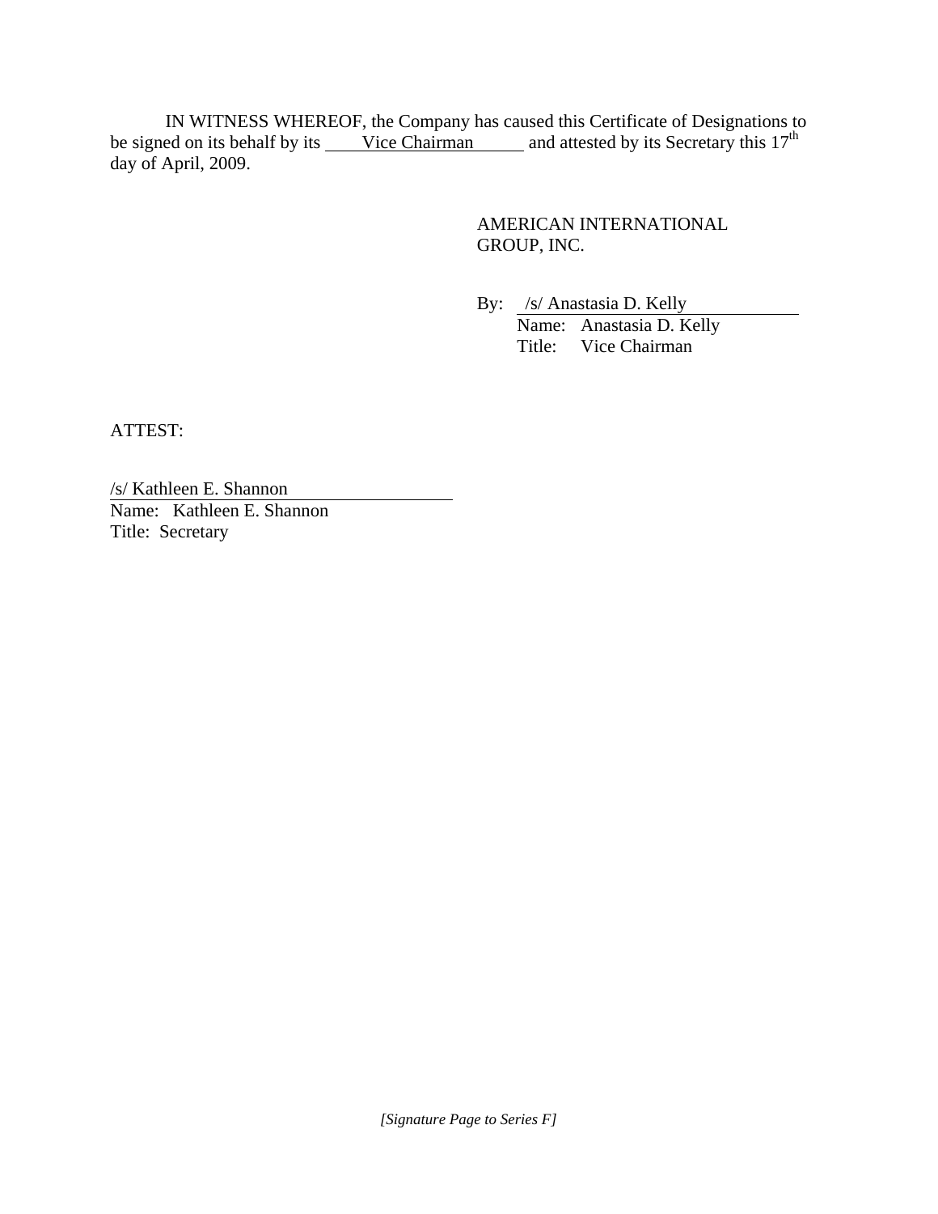IN WITNESS WHEREOF, the Company has caused this Certificate of Designations to be signed on its behalf by its Vice Chairman and attested by its Secretary this 17th day of April, 2009.

AMERICAN INTERNATIONAL GROUP, INC.

By: /s/ Anastasia D. Kelly
Name: Anastasia D. Kelly
Title: Vice Chairman

ATTEST:

/s/ Kathleen E. Shannon
Name: Kathleen E. Shannon
Title: Secretary

*[Signature Page to Series F]*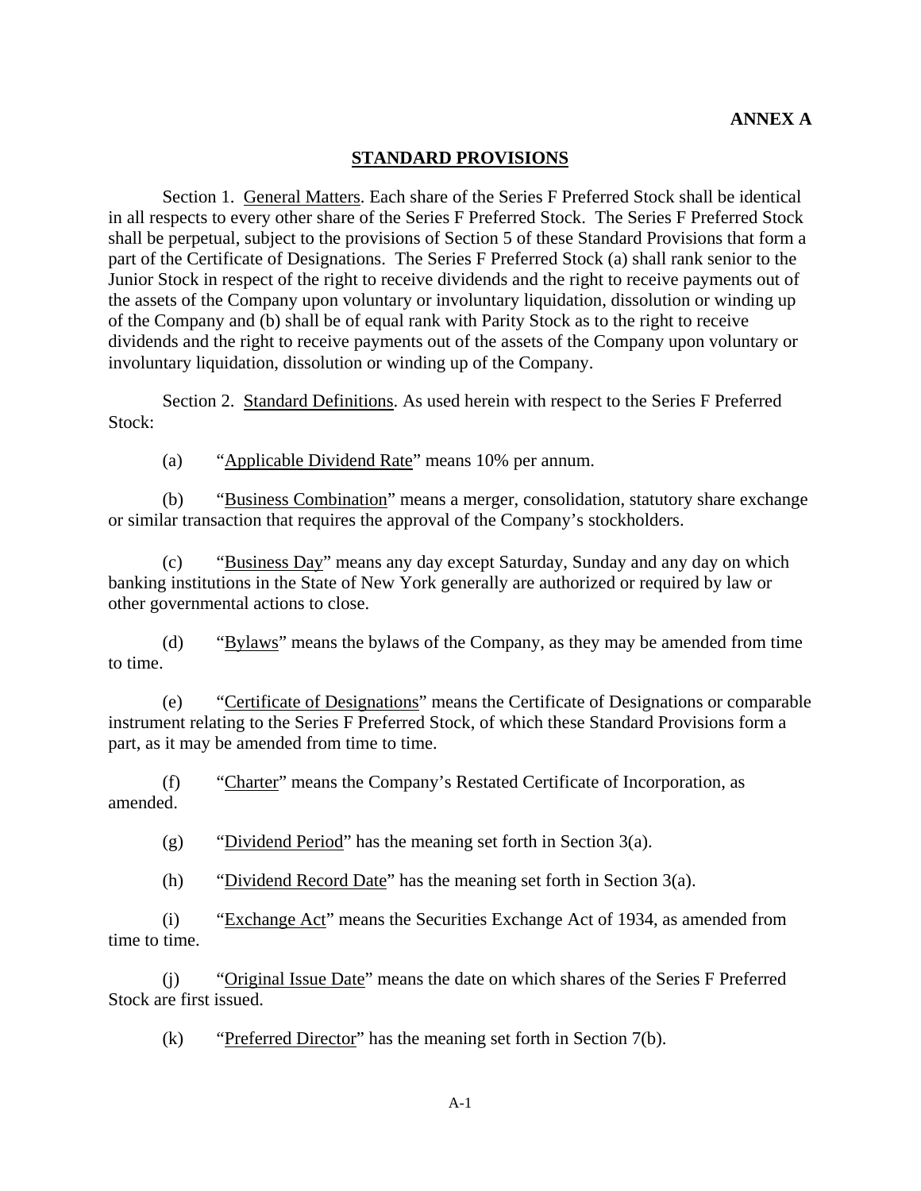**ANNEX A**

## STANDARD PROVISIONS

Section 1. General Matters. Each share of the Series F Preferred Stock shall be identical in all respects to every other share of the Series F Preferred Stock. The Series F Preferred Stock shall be perpetual, subject to the provisions of Section 5 of these Standard Provisions that form a part of the Certificate of Designations. The Series F Preferred Stock (a) shall rank senior to the Junior Stock in respect of the right to receive dividends and the right to receive payments out of the assets of the Company upon voluntary or involuntary liquidation, dissolution or winding up of the Company and (b) shall be of equal rank with Parity Stock as to the right to receive dividends and the right to receive payments out of the assets of the Company upon voluntary or involuntary liquidation, dissolution or winding up of the Company.

Section 2. Standard Definitions. As used herein with respect to the Series F Preferred Stock:

(a) "Applicable Dividend Rate" means 10% per annum.

(b) "Business Combination" means a merger, consolidation, statutory share exchange or similar transaction that requires the approval of the Company's stockholders.

(c) "Business Day" means any day except Saturday, Sunday and any day on which banking institutions in the State of New York generally are authorized or required by law or other governmental actions to close.

(d) "Bylaws" means the bylaws of the Company, as they may be amended from time to time.

(e) "Certificate of Designations" means the Certificate of Designations or comparable instrument relating to the Series F Preferred Stock, of which these Standard Provisions form a part, as it may be amended from time to time.

(f) "Charter" means the Company's Restated Certificate of Incorporation, as amended.

(g) "Dividend Period" has the meaning set forth in Section 3(a).

(h) "Dividend Record Date" has the meaning set forth in Section 3(a).

(i) "Exchange Act" means the Securities Exchange Act of 1934, as amended from time to time.

(j) "Original Issue Date" means the date on which shares of the Series F Preferred Stock are first issued.

(k) "Preferred Director" has the meaning set forth in Section 7(b).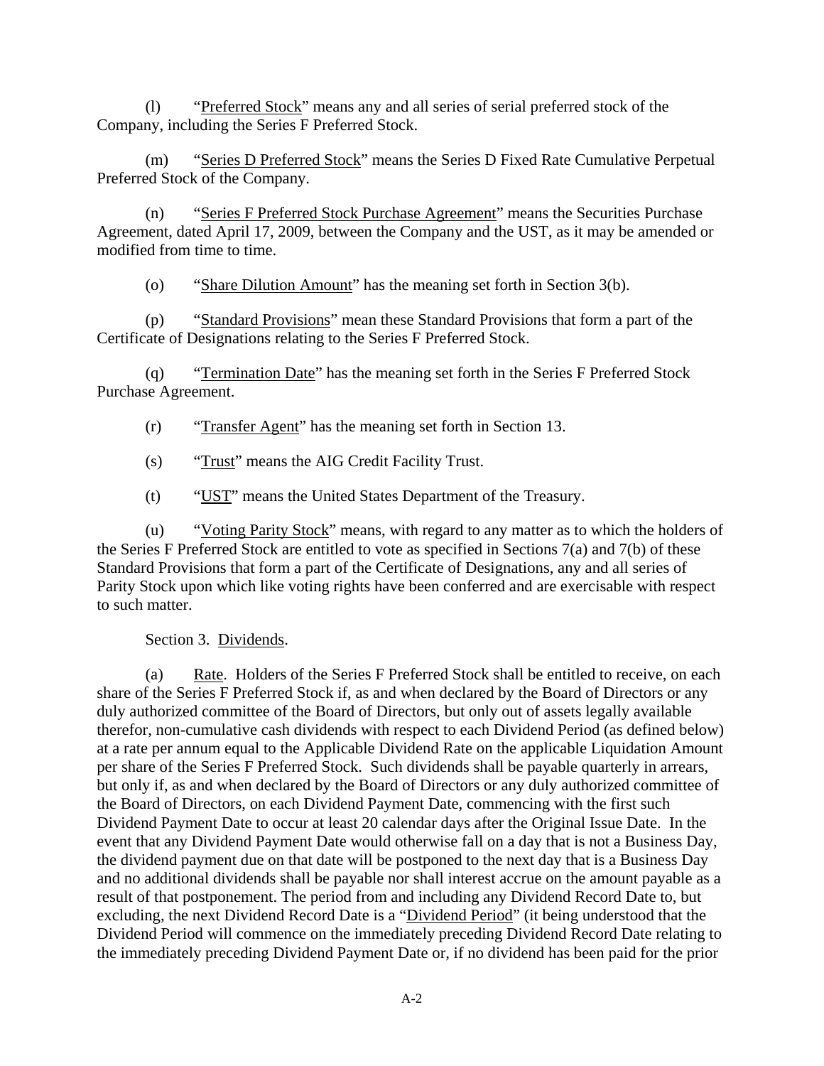(l) "Preferred Stock" means any and all series of serial preferred stock of the Company, including the Series F Preferred Stock.

(m) "Series D Preferred Stock" means the Series D Fixed Rate Cumulative Perpetual Preferred Stock of the Company.

(n) "Series F Preferred Stock Purchase Agreement" means the Securities Purchase Agreement, dated April 17, 2009, between the Company and the UST, as it may be amended or modified from time to time.

(o) "Share Dilution Amount" has the meaning set forth in Section 3(b).

(p) "Standard Provisions" mean these Standard Provisions that form a part of the Certificate of Designations relating to the Series F Preferred Stock.

(q) "Termination Date" has the meaning set forth in the Series F Preferred Stock Purchase Agreement.

(r) "Transfer Agent" has the meaning set forth in Section 13.

(s) "Trust" means the AIG Credit Facility Trust.

(t) "UST" means the United States Department of the Treasury.

(u) "Voting Parity Stock" means, with regard to any matter as to which the holders of the Series F Preferred Stock are entitled to vote as specified in Sections 7(a) and 7(b) of these Standard Provisions that form a part of the Certificate of Designations, any and all series of Parity Stock upon which like voting rights have been conferred and are exercisable with respect to such matter.

Section 3. Dividends.

(a) Rate. Holders of the Series F Preferred Stock shall be entitled to receive, on each share of the Series F Preferred Stock if, as and when declared by the Board of Directors or any duly authorized committee of the Board of Directors, but only out of assets legally available therefor, non-cumulative cash dividends with respect to each Dividend Period (as defined below) at a rate per annum equal to the Applicable Dividend Rate on the applicable Liquidation Amount per share of the Series F Preferred Stock. Such dividends shall be payable quarterly in arrears, but only if, as and when declared by the Board of Directors or any duly authorized committee of the Board of Directors, on each Dividend Payment Date, commencing with the first such Dividend Payment Date to occur at least 20 calendar days after the Original Issue Date. In the event that any Dividend Payment Date would otherwise fall on a day that is not a Business Day, the dividend payment due on that date will be postponed to the next day that is a Business Day and no additional dividends shall be payable nor shall interest accrue on the amount payable as a result of that postponement. The period from and including any Dividend Record Date to, but excluding, the next Dividend Record Date is a "Dividend Period" (it being understood that the Dividend Period will commence on the immediately preceding Dividend Record Date relating to the immediately preceding Dividend Payment Date or, if no dividend has been paid for the prior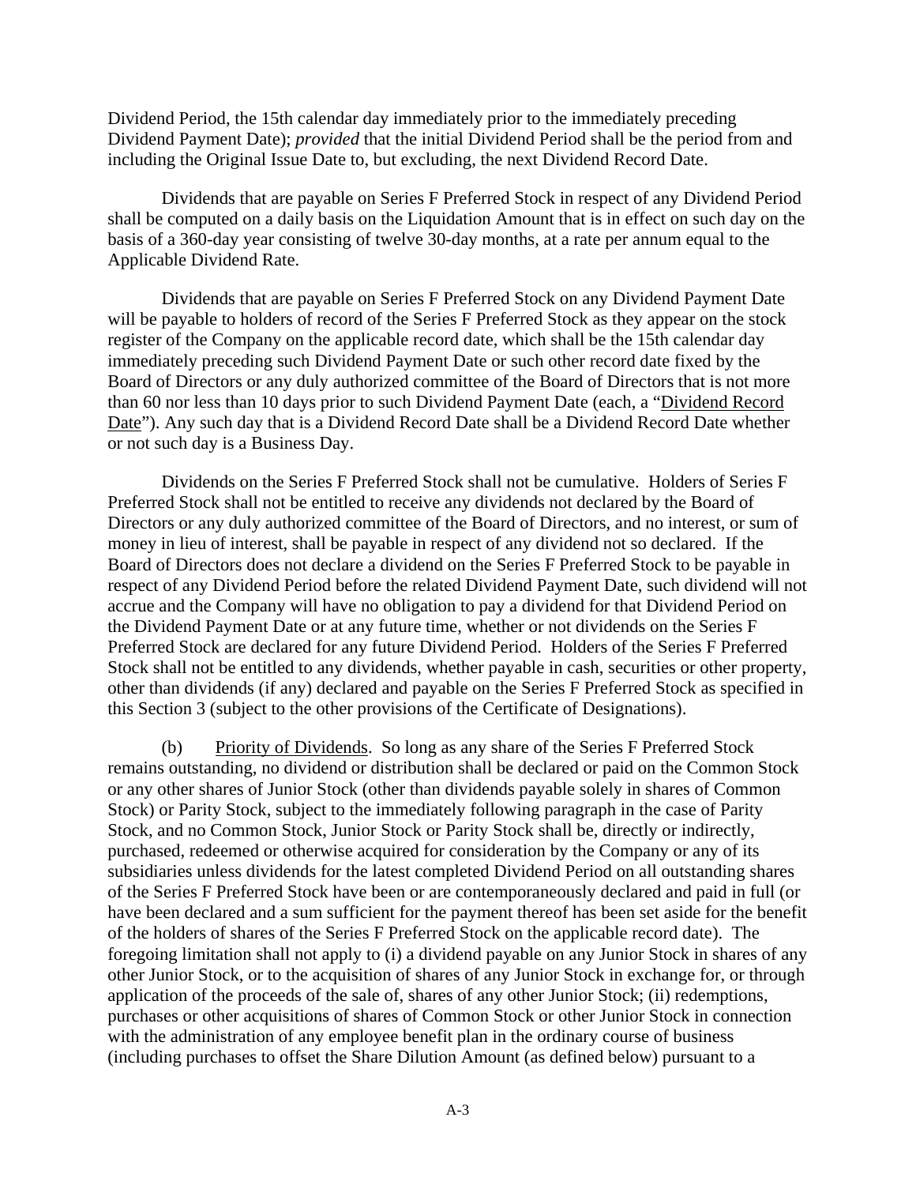Dividend Period, the 15th calendar day immediately prior to the immediately preceding Dividend Payment Date); *provided* that the initial Dividend Period shall be the period from and including the Original Issue Date to, but excluding, the next Dividend Record Date.

Dividends that are payable on Series F Preferred Stock in respect of any Dividend Period shall be computed on a daily basis on the Liquidation Amount that is in effect on such day on the basis of a 360-day year consisting of twelve 30-day months, at a rate per annum equal to the Applicable Dividend Rate.

Dividends that are payable on Series F Preferred Stock on any Dividend Payment Date will be payable to holders of record of the Series F Preferred Stock as they appear on the stock register of the Company on the applicable record date, which shall be the 15th calendar day immediately preceding such Dividend Payment Date or such other record date fixed by the Board of Directors or any duly authorized committee of the Board of Directors that is not more than 60 nor less than 10 days prior to such Dividend Payment Date (each, a "Dividend Record Date"). Any such day that is a Dividend Record Date shall be a Dividend Record Date whether or not such day is a Business Day.

Dividends on the Series F Preferred Stock shall not be cumulative. Holders of Series F Preferred Stock shall not be entitled to receive any dividends not declared by the Board of Directors or any duly authorized committee of the Board of Directors, and no interest, or sum of money in lieu of interest, shall be payable in respect of any dividend not so declared. If the Board of Directors does not declare a dividend on the Series F Preferred Stock to be payable in respect of any Dividend Period before the related Dividend Payment Date, such dividend will not accrue and the Company will have no obligation to pay a dividend for that Dividend Period on the Dividend Payment Date or at any future time, whether or not dividends on the Series F Preferred Stock are declared for any future Dividend Period. Holders of the Series F Preferred Stock shall not be entitled to any dividends, whether payable in cash, securities or other property, other than dividends (if any) declared and payable on the Series F Preferred Stock as specified in this Section 3 (subject to the other provisions of the Certificate of Designations).

(b) Priority of Dividends. So long as any share of the Series F Preferred Stock remains outstanding, no dividend or distribution shall be declared or paid on the Common Stock or any other shares of Junior Stock (other than dividends payable solely in shares of Common Stock) or Parity Stock, subject to the immediately following paragraph in the case of Parity Stock, and no Common Stock, Junior Stock or Parity Stock shall be, directly or indirectly, purchased, redeemed or otherwise acquired for consideration by the Company or any of its subsidiaries unless dividends for the latest completed Dividend Period on all outstanding shares of the Series F Preferred Stock have been or are contemporaneously declared and paid in full (or have been declared and a sum sufficient for the payment thereof has been set aside for the benefit of the holders of shares of the Series F Preferred Stock on the applicable record date). The foregoing limitation shall not apply to (i) a dividend payable on any Junior Stock in shares of any other Junior Stock, or to the acquisition of shares of any Junior Stock in exchange for, or through application of the proceeds of the sale of, shares of any other Junior Stock; (ii) redemptions, purchases or other acquisitions of shares of Common Stock or other Junior Stock in connection with the administration of any employee benefit plan in the ordinary course of business (including purchases to offset the Share Dilution Amount (as defined below) pursuant to a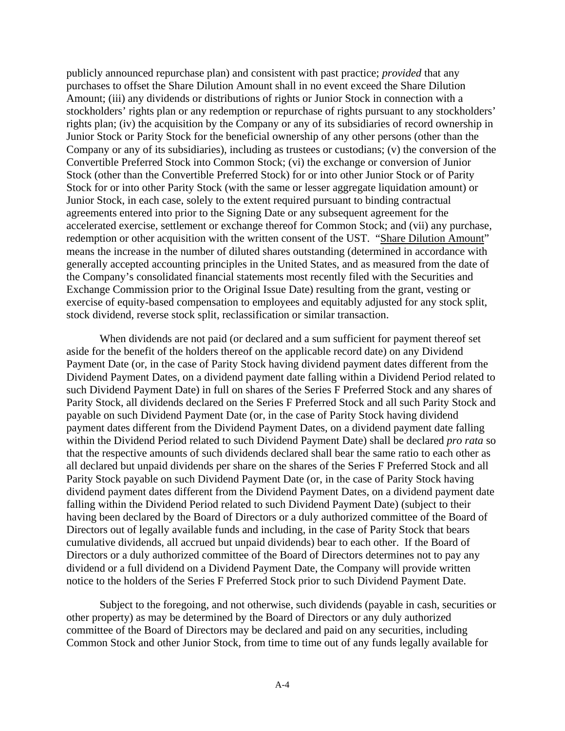publicly announced repurchase plan) and consistent with past practice; *provided* that any purchases to offset the Share Dilution Amount shall in no event exceed the Share Dilution Amount; (iii) any dividends or distributions of rights or Junior Stock in connection with a stockholders' rights plan or any redemption or repurchase of rights pursuant to any stockholders' rights plan; (iv) the acquisition by the Company or any of its subsidiaries of record ownership in Junior Stock or Parity Stock for the beneficial ownership of any other persons (other than the Company or any of its subsidiaries), including as trustees or custodians; (v) the conversion of the Convertible Preferred Stock into Common Stock; (vi) the exchange or conversion of Junior Stock (other than the Convertible Preferred Stock) for or into other Junior Stock or of Parity Stock for or into other Parity Stock (with the same or lesser aggregate liquidation amount) or Junior Stock, in each case, solely to the extent required pursuant to binding contractual agreements entered into prior to the Signing Date or any subsequent agreement for the accelerated exercise, settlement or exchange thereof for Common Stock; and (vii) any purchase, redemption or other acquisition with the written consent of the UST. "Share Dilution Amount" means the increase in the number of diluted shares outstanding (determined in accordance with generally accepted accounting principles in the United States, and as measured from the date of the Company's consolidated financial statements most recently filed with the Securities and Exchange Commission prior to the Original Issue Date) resulting from the grant, vesting or exercise of equity-based compensation to employees and equitably adjusted for any stock split, stock dividend, reverse stock split, reclassification or similar transaction.

When dividends are not paid (or declared and a sum sufficient for payment thereof set aside for the benefit of the holders thereof on the applicable record date) on any Dividend Payment Date (or, in the case of Parity Stock having dividend payment dates different from the Dividend Payment Dates, on a dividend payment date falling within a Dividend Period related to such Dividend Payment Date) in full on shares of the Series F Preferred Stock and any shares of Parity Stock, all dividends declared on the Series F Preferred Stock and all such Parity Stock and payable on such Dividend Payment Date (or, in the case of Parity Stock having dividend payment dates different from the Dividend Payment Dates, on a dividend payment date falling within the Dividend Period related to such Dividend Payment Date) shall be declared *pro rata* so that the respective amounts of such dividends declared shall bear the same ratio to each other as all declared but unpaid dividends per share on the shares of the Series F Preferred Stock and all Parity Stock payable on such Dividend Payment Date (or, in the case of Parity Stock having dividend payment dates different from the Dividend Payment Dates, on a dividend payment date falling within the Dividend Period related to such Dividend Payment Date) (subject to their having been declared by the Board of Directors or a duly authorized committee of the Board of Directors out of legally available funds and including, in the case of Parity Stock that bears cumulative dividends, all accrued but unpaid dividends) bear to each other. If the Board of Directors or a duly authorized committee of the Board of Directors determines not to pay any dividend or a full dividend on a Dividend Payment Date, the Company will provide written notice to the holders of the Series F Preferred Stock prior to such Dividend Payment Date.

Subject to the foregoing, and not otherwise, such dividends (payable in cash, securities or other property) as may be determined by the Board of Directors or any duly authorized committee of the Board of Directors may be declared and paid on any securities, including Common Stock and other Junior Stock, from time to time out of any funds legally available for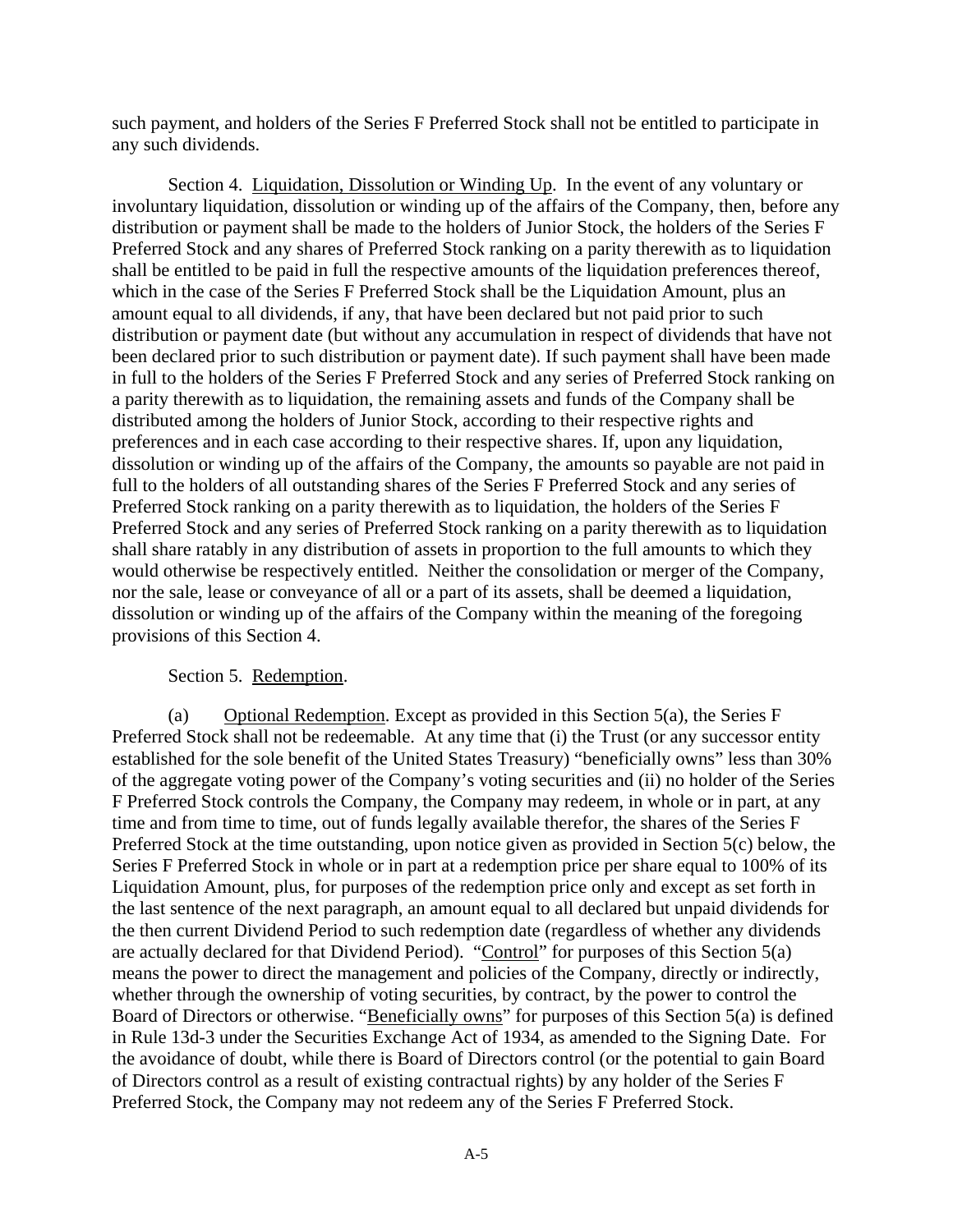such payment, and holders of the Series F Preferred Stock shall not be entitled to participate in any such dividends.

Section 4. Liquidation, Dissolution or Winding Up. In the event of any voluntary or involuntary liquidation, dissolution or winding up of the affairs of the Company, then, before any distribution or payment shall be made to the holders of Junior Stock, the holders of the Series F Preferred Stock and any shares of Preferred Stock ranking on a parity therewith as to liquidation shall be entitled to be paid in full the respective amounts of the liquidation preferences thereof, which in the case of the Series F Preferred Stock shall be the Liquidation Amount, plus an amount equal to all dividends, if any, that have been declared but not paid prior to such distribution or payment date (but without any accumulation in respect of dividends that have not been declared prior to such distribution or payment date). If such payment shall have been made in full to the holders of the Series F Preferred Stock and any series of Preferred Stock ranking on a parity therewith as to liquidation, the remaining assets and funds of the Company shall be distributed among the holders of Junior Stock, according to their respective rights and preferences and in each case according to their respective shares. If, upon any liquidation, dissolution or winding up of the affairs of the Company, the amounts so payable are not paid in full to the holders of all outstanding shares of the Series F Preferred Stock and any series of Preferred Stock ranking on a parity therewith as to liquidation, the holders of the Series F Preferred Stock and any series of Preferred Stock ranking on a parity therewith as to liquidation shall share ratably in any distribution of assets in proportion to the full amounts to which they would otherwise be respectively entitled. Neither the consolidation or merger of the Company, nor the sale, lease or conveyance of all or a part of its assets, shall be deemed a liquidation, dissolution or winding up of the affairs of the Company within the meaning of the foregoing provisions of this Section 4.

Section 5. Redemption.

(a) Optional Redemption. Except as provided in this Section 5(a), the Series F Preferred Stock shall not be redeemable. At any time that (i) the Trust (or any successor entity established for the sole benefit of the United States Treasury) "beneficially owns" less than 30% of the aggregate voting power of the Company's voting securities and (ii) no holder of the Series F Preferred Stock controls the Company, the Company may redeem, in whole or in part, at any time and from time to time, out of funds legally available therefor, the shares of the Series F Preferred Stock at the time outstanding, upon notice given as provided in Section 5(c) below, the Series F Preferred Stock in whole or in part at a redemption price per share equal to 100% of its Liquidation Amount, plus, for purposes of the redemption price only and except as set forth in the last sentence of the next paragraph, an amount equal to all declared but unpaid dividends for the then current Dividend Period to such redemption date (regardless of whether any dividends are actually declared for that Dividend Period). "Control" for purposes of this Section 5(a) means the power to direct the management and policies of the Company, directly or indirectly, whether through the ownership of voting securities, by contract, by the power to control the Board of Directors or otherwise. "Beneficially owns" for purposes of this Section 5(a) is defined in Rule 13d-3 under the Securities Exchange Act of 1934, as amended to the Signing Date. For the avoidance of doubt, while there is Board of Directors control (or the potential to gain Board of Directors control as a result of existing contractual rights) by any holder of the Series F Preferred Stock, the Company may not redeem any of the Series F Preferred Stock.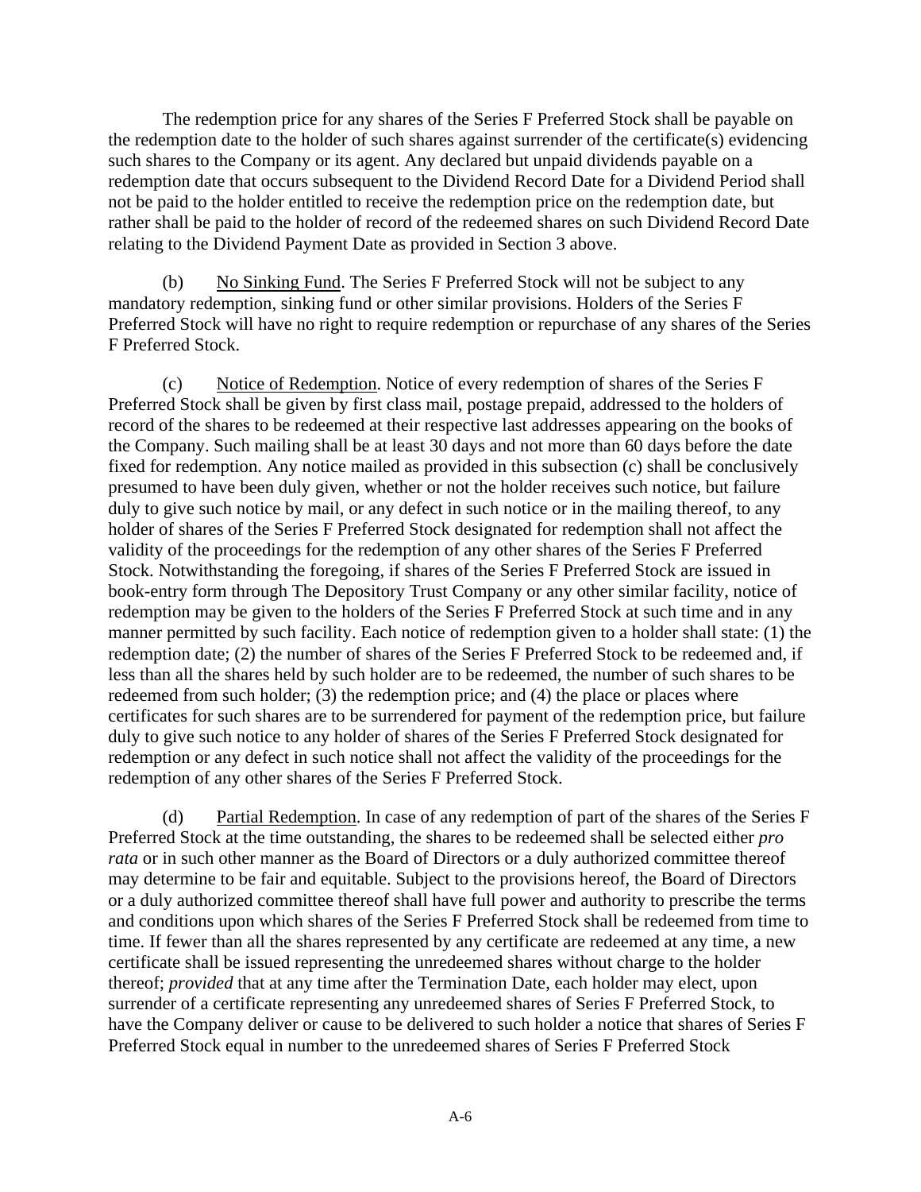The redemption price for any shares of the Series F Preferred Stock shall be payable on the redemption date to the holder of such shares against surrender of the certificate(s) evidencing such shares to the Company or its agent. Any declared but unpaid dividends payable on a redemption date that occurs subsequent to the Dividend Record Date for a Dividend Period shall not be paid to the holder entitled to receive the redemption price on the redemption date, but rather shall be paid to the holder of record of the redeemed shares on such Dividend Record Date relating to the Dividend Payment Date as provided in Section 3 above.

(b) No Sinking Fund. The Series F Preferred Stock will not be subject to any mandatory redemption, sinking fund or other similar provisions. Holders of the Series F Preferred Stock will have no right to require redemption or repurchase of any shares of the Series F Preferred Stock.

(c) Notice of Redemption. Notice of every redemption of shares of the Series F Preferred Stock shall be given by first class mail, postage prepaid, addressed to the holders of record of the shares to be redeemed at their respective last addresses appearing on the books of the Company. Such mailing shall be at least 30 days and not more than 60 days before the date fixed for redemption. Any notice mailed as provided in this subsection (c) shall be conclusively presumed to have been duly given, whether or not the holder receives such notice, but failure duly to give such notice by mail, or any defect in such notice or in the mailing thereof, to any holder of shares of the Series F Preferred Stock designated for redemption shall not affect the validity of the proceedings for the redemption of any other shares of the Series F Preferred Stock. Notwithstanding the foregoing, if shares of the Series F Preferred Stock are issued in book-entry form through The Depository Trust Company or any other similar facility, notice of redemption may be given to the holders of the Series F Preferred Stock at such time and in any manner permitted by such facility. Each notice of redemption given to a holder shall state: (1) the redemption date; (2) the number of shares of the Series F Preferred Stock to be redeemed and, if less than all the shares held by such holder are to be redeemed, the number of such shares to be redeemed from such holder; (3) the redemption price; and (4) the place or places where certificates for such shares are to be surrendered for payment of the redemption price, but failure duly to give such notice to any holder of shares of the Series F Preferred Stock designated for redemption or any defect in such notice shall not affect the validity of the proceedings for the redemption of any other shares of the Series F Preferred Stock.

(d) Partial Redemption. In case of any redemption of part of the shares of the Series F Preferred Stock at the time outstanding, the shares to be redeemed shall be selected either *pro rata* or in such other manner as the Board of Directors or a duly authorized committee thereof may determine to be fair and equitable. Subject to the provisions hereof, the Board of Directors or a duly authorized committee thereof shall have full power and authority to prescribe the terms and conditions upon which shares of the Series F Preferred Stock shall be redeemed from time to time. If fewer than all the shares represented by any certificate are redeemed at any time, a new certificate shall be issued representing the unredeemed shares without charge to the holder thereof; *provided* that at any time after the Termination Date, each holder may elect, upon surrender of a certificate representing any unredeemed shares of Series F Preferred Stock, to have the Company deliver or cause to be delivered to such holder a notice that shares of Series F Preferred Stock equal in number to the unredeemed shares of Series F Preferred Stock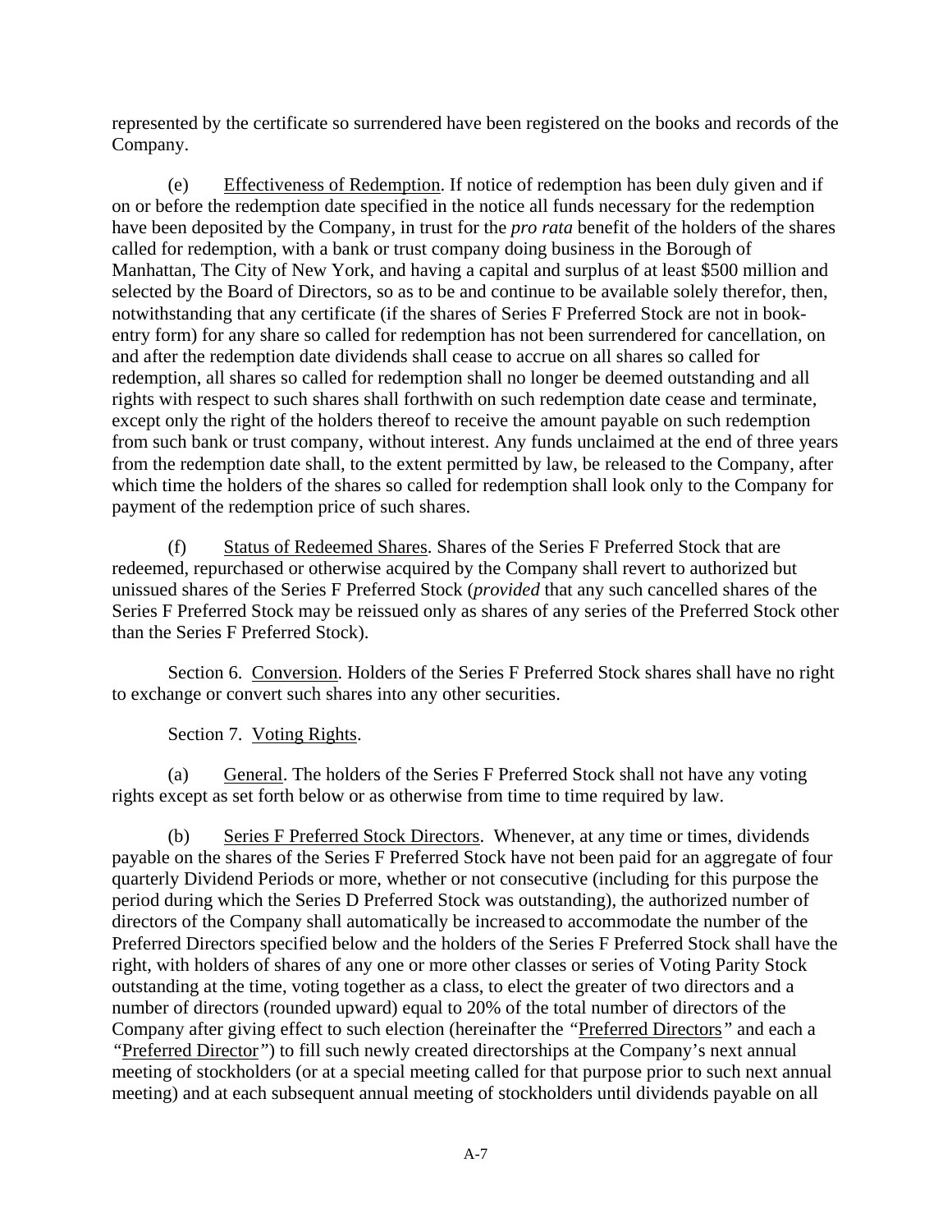represented by the certificate so surrendered have been registered on the books and records of the Company.

(e) Effectiveness of Redemption. If notice of redemption has been duly given and if on or before the redemption date specified in the notice all funds necessary for the redemption have been deposited by the Company, in trust for the *pro rata* benefit of the holders of the shares called for redemption, with a bank or trust company doing business in the Borough of Manhattan, The City of New York, and having a capital and surplus of at least $500 million and selected by the Board of Directors, so as to be and continue to be available solely therefor, then, notwithstanding that any certificate (if the shares of Series F Preferred Stock are not in book-entry form) for any share so called for redemption has not been surrendered for cancellation, on and after the redemption date dividends shall cease to accrue on all shares so called for redemption, all shares so called for redemption shall no longer be deemed outstanding and all rights with respect to such shares shall forthwith on such redemption date cease and terminate, except only the right of the holders thereof to receive the amount payable on such redemption from such bank or trust company, without interest. Any funds unclaimed at the end of three years from the redemption date shall, to the extent permitted by law, be released to the Company, after which time the holders of the shares so called for redemption shall look only to the Company for payment of the redemption price of such shares.

(f) Status of Redeemed Shares. Shares of the Series F Preferred Stock that are redeemed, repurchased or otherwise acquired by the Company shall revert to authorized but unissued shares of the Series F Preferred Stock (*provided* that any such cancelled shares of the Series F Preferred Stock may be reissued only as shares of any series of the Preferred Stock other than the Series F Preferred Stock).

Section 6. Conversion. Holders of the Series F Preferred Stock shares shall have no right to exchange or convert such shares into any other securities.

Section 7. Voting Rights.

(a) General. The holders of the Series F Preferred Stock shall not have any voting rights except as set forth below or as otherwise from time to time required by law.

(b) Series F Preferred Stock Directors. Whenever, at any time or times, dividends payable on the shares of the Series F Preferred Stock have not been paid for an aggregate of four quarterly Dividend Periods or more, whether or not consecutive (including for this purpose the period during which the Series D Preferred Stock was outstanding), the authorized number of directors of the Company shall automatically be increased to accommodate the number of the Preferred Directors specified below and the holders of the Series F Preferred Stock shall have the right, with holders of shares of any one or more other classes or series of Voting Parity Stock outstanding at the time, voting together as a class, to elect the greater of two directors and a number of directors (rounded upward) equal to 20% of the total number of directors of the Company after giving effect to such election (hereinafter the *"*Preferred Directors*"* and each a *"*Preferred Director*"*) to fill such newly created directorships at the Company's next annual meeting of stockholders (or at a special meeting called for that purpose prior to such next annual meeting) and at each subsequent annual meeting of stockholders until dividends payable on all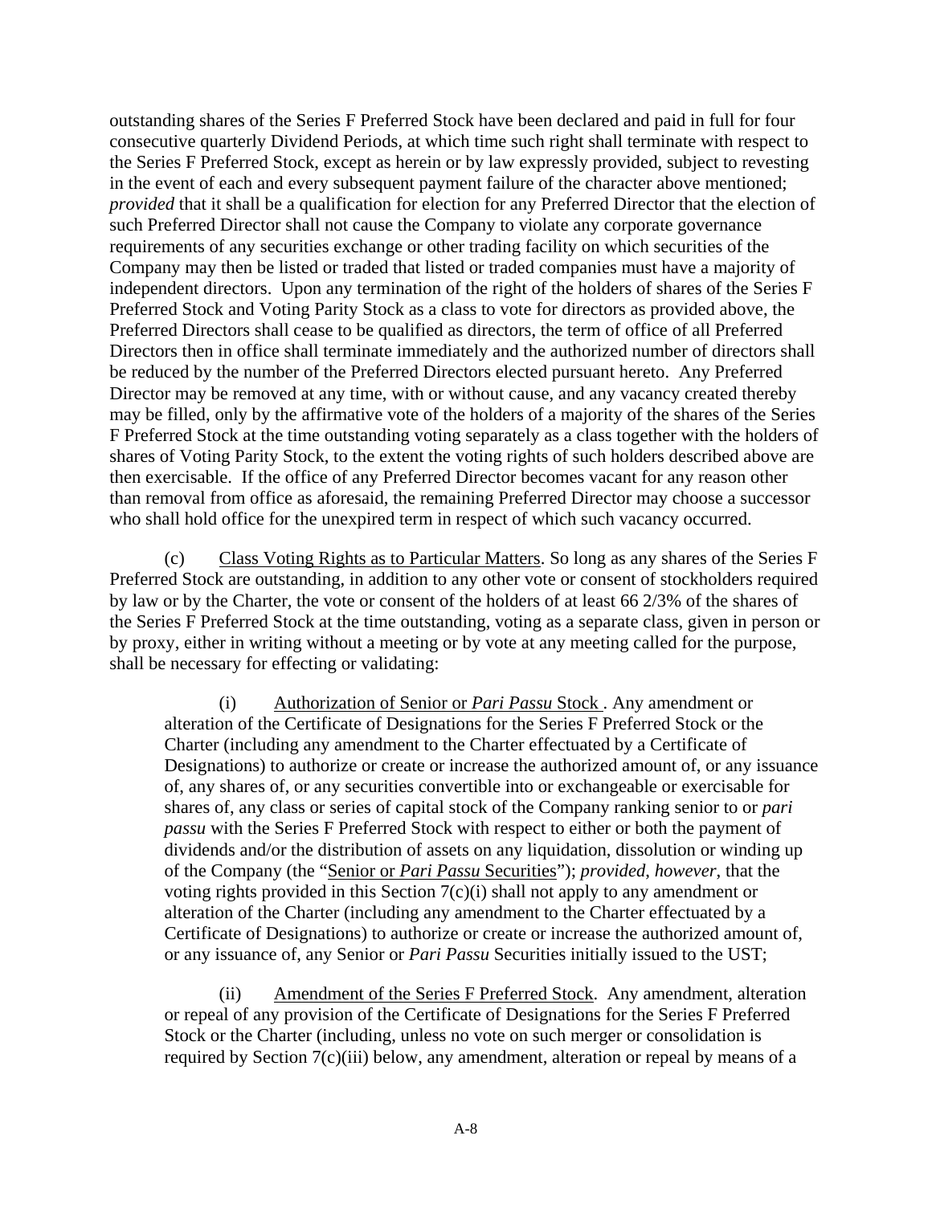outstanding shares of the Series F Preferred Stock have been declared and paid in full for four consecutive quarterly Dividend Periods, at which time such right shall terminate with respect to the Series F Preferred Stock, except as herein or by law expressly provided, subject to revesting in the event of each and every subsequent payment failure of the character above mentioned; *provided* that it shall be a qualification for election for any Preferred Director that the election of such Preferred Director shall not cause the Company to violate any corporate governance requirements of any securities exchange or other trading facility on which securities of the Company may then be listed or traded that listed or traded companies must have a majority of independent directors. Upon any termination of the right of the holders of shares of the Series F Preferred Stock and Voting Parity Stock as a class to vote for directors as provided above, the Preferred Directors shall cease to be qualified as directors, the term of office of all Preferred Directors then in office shall terminate immediately and the authorized number of directors shall be reduced by the number of the Preferred Directors elected pursuant hereto. Any Preferred Director may be removed at any time, with or without cause, and any vacancy created thereby may be filled, only by the affirmative vote of the holders of a majority of the shares of the Series F Preferred Stock at the time outstanding voting separately as a class together with the holders of shares of Voting Parity Stock, to the extent the voting rights of such holders described above are then exercisable. If the office of any Preferred Director becomes vacant for any reason other than removal from office as aforesaid, the remaining Preferred Director may choose a successor who shall hold office for the unexpired term in respect of which such vacancy occurred.

(c) Class Voting Rights as to Particular Matters. So long as any shares of the Series F Preferred Stock are outstanding, in addition to any other vote or consent of stockholders required by law or by the Charter, the vote or consent of the holders of at least 66 2/3% of the shares of the Series F Preferred Stock at the time outstanding, voting as a separate class, given in person or by proxy, either in writing without a meeting or by vote at any meeting called for the purpose, shall be necessary for effecting or validating:

(i) Authorization of Senior or *Pari Passu* Stock . Any amendment or alteration of the Certificate of Designations for the Series F Preferred Stock or the Charter (including any amendment to the Charter effectuated by a Certificate of Designations) to authorize or create or increase the authorized amount of, or any issuance of, any shares of, or any securities convertible into or exchangeable or exercisable for shares of, any class or series of capital stock of the Company ranking senior to or *pari passu* with the Series F Preferred Stock with respect to either or both the payment of dividends and/or the distribution of assets on any liquidation, dissolution or winding up of the Company (the "Senior or *Pari Passu* Securities"); *provided*, *however*, that the voting rights provided in this Section 7(c)(i) shall not apply to any amendment or alteration of the Charter (including any amendment to the Charter effectuated by a Certificate of Designations) to authorize or create or increase the authorized amount of, or any issuance of, any Senior or *Pari Passu* Securities initially issued to the UST;

(ii) Amendment of the Series F Preferred Stock. Any amendment, alteration or repeal of any provision of the Certificate of Designations for the Series F Preferred Stock or the Charter (including, unless no vote on such merger or consolidation is required by Section 7(c)(iii) below, any amendment, alteration or repeal by means of a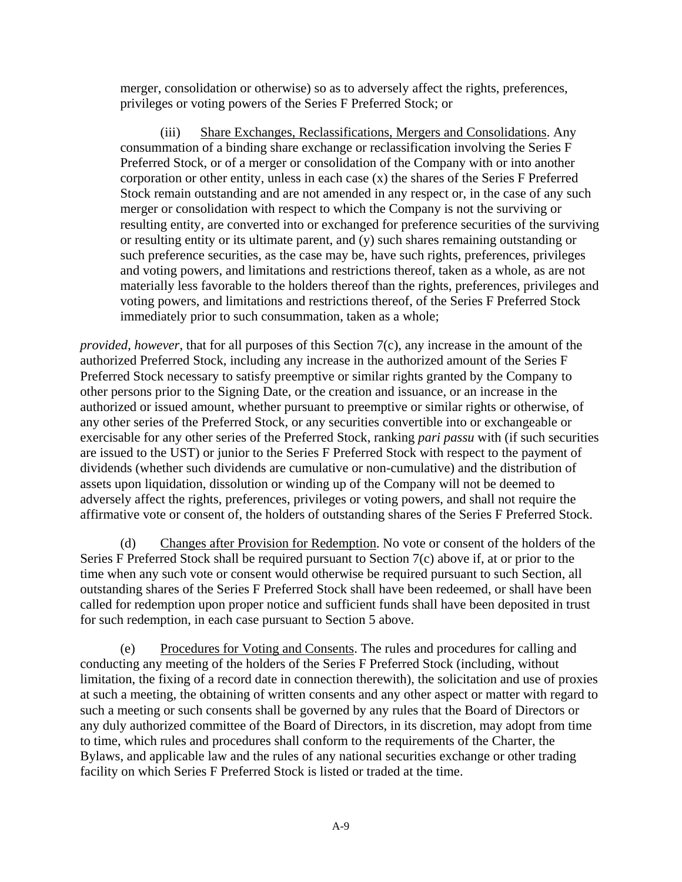merger, consolidation or otherwise) so as to adversely affect the rights, preferences, privileges or voting powers of the Series F Preferred Stock; or

(iii) Share Exchanges, Reclassifications, Mergers and Consolidations. Any consummation of a binding share exchange or reclassification involving the Series F Preferred Stock, or of a merger or consolidation of the Company with or into another corporation or other entity, unless in each case (x) the shares of the Series F Preferred Stock remain outstanding and are not amended in any respect or, in the case of any such merger or consolidation with respect to which the Company is not the surviving or resulting entity, are converted into or exchanged for preference securities of the surviving or resulting entity or its ultimate parent, and (y) such shares remaining outstanding or such preference securities, as the case may be, have such rights, preferences, privileges and voting powers, and limitations and restrictions thereof, taken as a whole, as are not materially less favorable to the holders thereof than the rights, preferences, privileges and voting powers, and limitations and restrictions thereof, of the Series F Preferred Stock immediately prior to such consummation, taken as a whole;

*provided*, *however*, that for all purposes of this Section 7(c), any increase in the amount of the authorized Preferred Stock, including any increase in the authorized amount of the Series F Preferred Stock necessary to satisfy preemptive or similar rights granted by the Company to other persons prior to the Signing Date, or the creation and issuance, or an increase in the authorized or issued amount, whether pursuant to preemptive or similar rights or otherwise, of any other series of the Preferred Stock, or any securities convertible into or exchangeable or exercisable for any other series of the Preferred Stock, ranking *pari passu* with (if such securities are issued to the UST) or junior to the Series F Preferred Stock with respect to the payment of dividends (whether such dividends are cumulative or non-cumulative) and the distribution of assets upon liquidation, dissolution or winding up of the Company will not be deemed to adversely affect the rights, preferences, privileges or voting powers, and shall not require the affirmative vote or consent of, the holders of outstanding shares of the Series F Preferred Stock.

(d) Changes after Provision for Redemption. No vote or consent of the holders of the Series F Preferred Stock shall be required pursuant to Section 7(c) above if, at or prior to the time when any such vote or consent would otherwise be required pursuant to such Section, all outstanding shares of the Series F Preferred Stock shall have been redeemed, or shall have been called for redemption upon proper notice and sufficient funds shall have been deposited in trust for such redemption, in each case pursuant to Section 5 above.

(e) Procedures for Voting and Consents. The rules and procedures for calling and conducting any meeting of the holders of the Series F Preferred Stock (including, without limitation, the fixing of a record date in connection therewith), the solicitation and use of proxies at such a meeting, the obtaining of written consents and any other aspect or matter with regard to such a meeting or such consents shall be governed by any rules that the Board of Directors or any duly authorized committee of the Board of Directors, in its discretion, may adopt from time to time, which rules and procedures shall conform to the requirements of the Charter, the Bylaws, and applicable law and the rules of any national securities exchange or other trading facility on which Series F Preferred Stock is listed or traded at the time.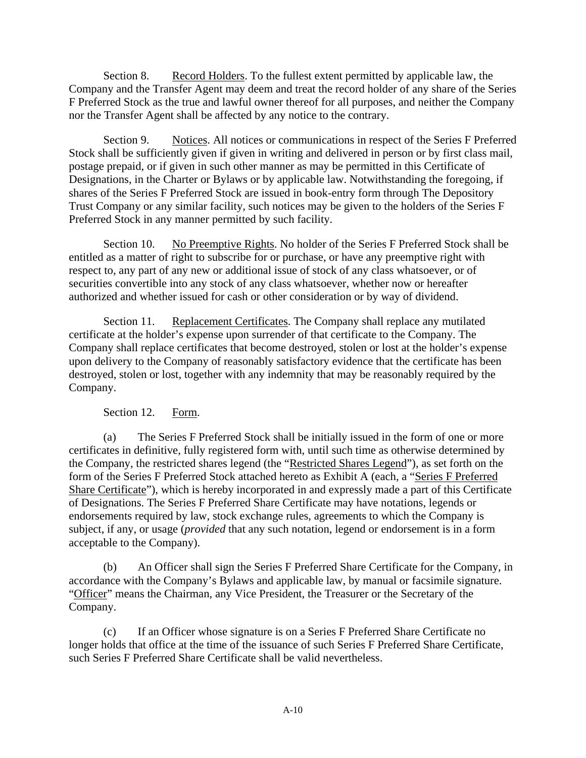Section 8. Record Holders. To the fullest extent permitted by applicable law, the Company and the Transfer Agent may deem and treat the record holder of any share of the Series F Preferred Stock as the true and lawful owner thereof for all purposes, and neither the Company nor the Transfer Agent shall be affected by any notice to the contrary.

Section 9. Notices. All notices or communications in respect of the Series F Preferred Stock shall be sufficiently given if given in writing and delivered in person or by first class mail, postage prepaid, or if given in such other manner as may be permitted in this Certificate of Designations, in the Charter or Bylaws or by applicable law. Notwithstanding the foregoing, if shares of the Series F Preferred Stock are issued in book-entry form through The Depository Trust Company or any similar facility, such notices may be given to the holders of the Series F Preferred Stock in any manner permitted by such facility.

Section 10. No Preemptive Rights. No holder of the Series F Preferred Stock shall be entitled as a matter of right to subscribe for or purchase, or have any preemptive right with respect to, any part of any new or additional issue of stock of any class whatsoever, or of securities convertible into any stock of any class whatsoever, whether now or hereafter authorized and whether issued for cash or other consideration or by way of dividend.

Section 11. Replacement Certificates. The Company shall replace any mutilated certificate at the holder's expense upon surrender of that certificate to the Company. The Company shall replace certificates that become destroyed, stolen or lost at the holder's expense upon delivery to the Company of reasonably satisfactory evidence that the certificate has been destroyed, stolen or lost, together with any indemnity that may be reasonably required by the Company.

Section 12. Form.

(a) The Series F Preferred Stock shall be initially issued in the form of one or more certificates in definitive, fully registered form with, until such time as otherwise determined by the Company, the restricted shares legend (the "Restricted Shares Legend"), as set forth on the form of the Series F Preferred Stock attached hereto as Exhibit A (each, a "Series F Preferred Share Certificate"), which is hereby incorporated in and expressly made a part of this Certificate of Designations. The Series F Preferred Share Certificate may have notations, legends or endorsements required by law, stock exchange rules, agreements to which the Company is subject, if any, or usage (*provided* that any such notation, legend or endorsement is in a form acceptable to the Company).

(b) An Officer shall sign the Series F Preferred Share Certificate for the Company, in accordance with the Company's Bylaws and applicable law, by manual or facsimile signature. "Officer" means the Chairman, any Vice President, the Treasurer or the Secretary of the Company.

(c) If an Officer whose signature is on a Series F Preferred Share Certificate no longer holds that office at the time of the issuance of such Series F Preferred Share Certificate, such Series F Preferred Share Certificate shall be valid nevertheless.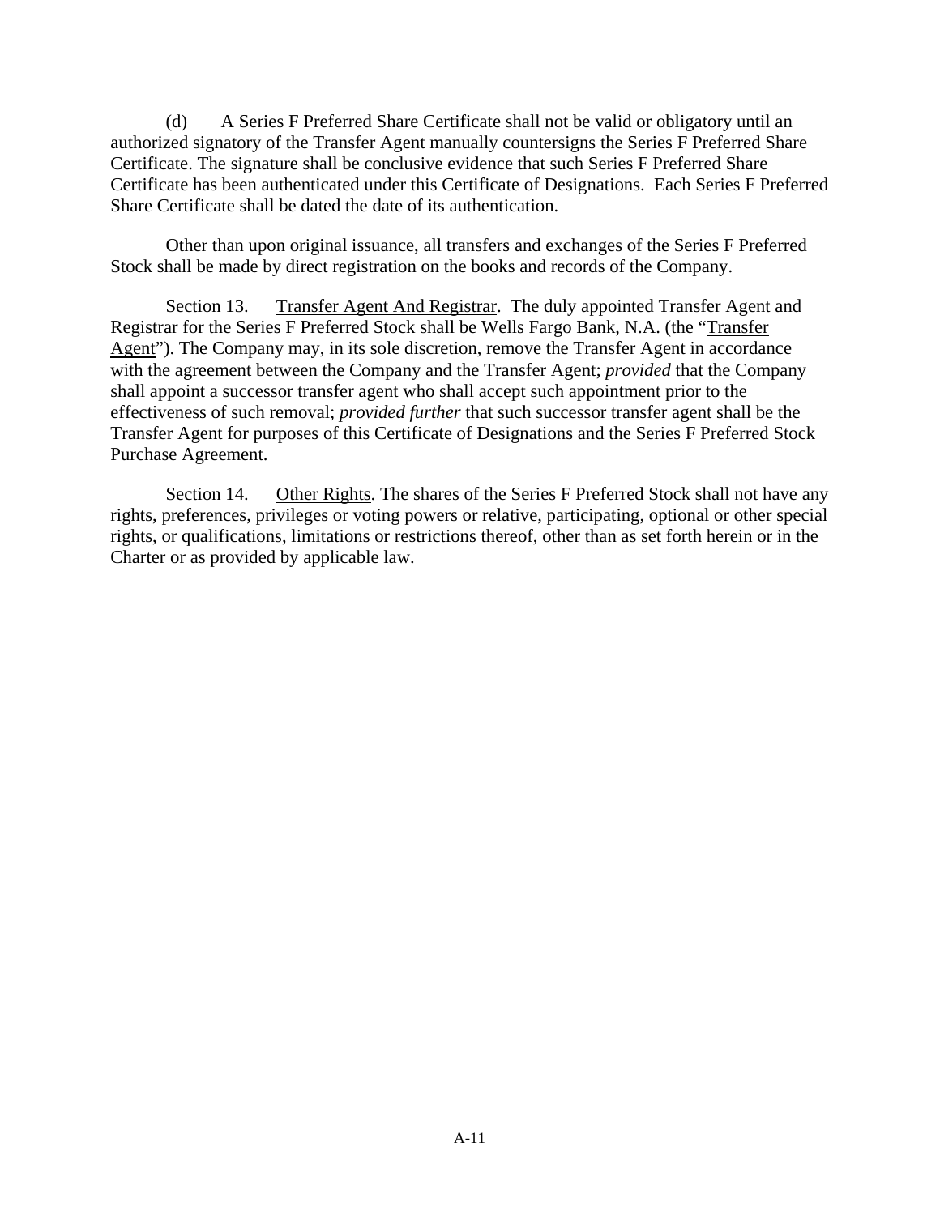(d) A Series F Preferred Share Certificate shall not be valid or obligatory until an authorized signatory of the Transfer Agent manually countersigns the Series F Preferred Share Certificate. The signature shall be conclusive evidence that such Series F Preferred Share Certificate has been authenticated under this Certificate of Designations. Each Series F Preferred Share Certificate shall be dated the date of its authentication.

Other than upon original issuance, all transfers and exchanges of the Series F Preferred Stock shall be made by direct registration on the books and records of the Company.

Section 13. Transfer Agent And Registrar. The duly appointed Transfer Agent and Registrar for the Series F Preferred Stock shall be Wells Fargo Bank, N.A. (the "Transfer Agent"). The Company may, in its sole discretion, remove the Transfer Agent in accordance with the agreement between the Company and the Transfer Agent; *provided* that the Company shall appoint a successor transfer agent who shall accept such appointment prior to the effectiveness of such removal; *provided further* that such successor transfer agent shall be the Transfer Agent for purposes of this Certificate of Designations and the Series F Preferred Stock Purchase Agreement.

Section 14. Other Rights. The shares of the Series F Preferred Stock shall not have any rights, preferences, privileges or voting powers or relative, participating, optional or other special rights, or qualifications, limitations or restrictions thereof, other than as set forth herein or in the Charter or as provided by applicable law.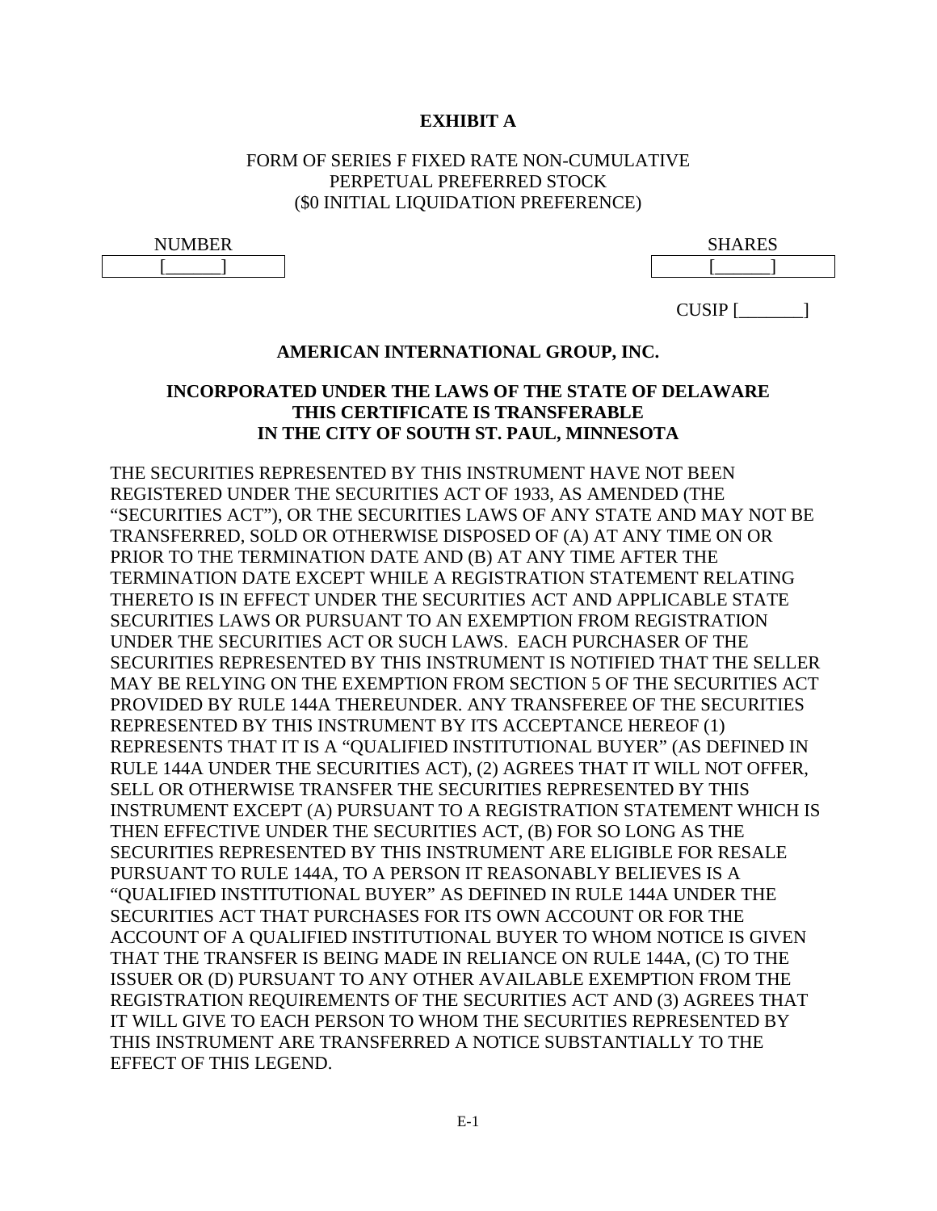**EXHIBIT A**

FORM OF SERIES F FIXED RATE NON-CUMULATIVE
PERPETUAL PREFERRED STOCK
($0 INITIAL LIQUIDATION PREFERENCE)

| NUMBER | SHARES |
|---|---|
| [______] | [______] |

CUSIP [_______]

**AMERICAN INTERNATIONAL GROUP, INC.**

**INCORPORATED UNDER THE LAWS OF THE STATE OF DELAWARE**
**THIS CERTIFICATE IS TRANSFERABLE**
**IN THE CITY OF SOUTH ST. PAUL, MINNESOTA**

THE SECURITIES REPRESENTED BY THIS INSTRUMENT HAVE NOT BEEN REGISTERED UNDER THE SECURITIES ACT OF 1933, AS AMENDED (THE "SECURITIES ACT"), OR THE SECURITIES LAWS OF ANY STATE AND MAY NOT BE TRANSFERRED, SOLD OR OTHERWISE DISPOSED OF (A) AT ANY TIME ON OR PRIOR TO THE TERMINATION DATE AND (B) AT ANY TIME AFTER THE TERMINATION DATE EXCEPT WHILE A REGISTRATION STATEMENT RELATING THERETO IS IN EFFECT UNDER THE SECURITIES ACT AND APPLICABLE STATE SECURITIES LAWS OR PURSUANT TO AN EXEMPTION FROM REGISTRATION UNDER THE SECURITIES ACT OR SUCH LAWS. EACH PURCHASER OF THE SECURITIES REPRESENTED BY THIS INSTRUMENT IS NOTIFIED THAT THE SELLER MAY BE RELYING ON THE EXEMPTION FROM SECTION 5 OF THE SECURITIES ACT PROVIDED BY RULE 144A THEREUNDER. ANY TRANSFEREE OF THE SECURITIES REPRESENTED BY THIS INSTRUMENT BY ITS ACCEPTANCE HEREOF (1) REPRESENTS THAT IT IS A "QUALIFIED INSTITUTIONAL BUYER" (AS DEFINED IN RULE 144A UNDER THE SECURITIES ACT), (2) AGREES THAT IT WILL NOT OFFER, SELL OR OTHERWISE TRANSFER THE SECURITIES REPRESENTED BY THIS INSTRUMENT EXCEPT (A) PURSUANT TO A REGISTRATION STATEMENT WHICH IS THEN EFFECTIVE UNDER THE SECURITIES ACT, (B) FOR SO LONG AS THE SECURITIES REPRESENTED BY THIS INSTRUMENT ARE ELIGIBLE FOR RESALE PURSUANT TO RULE 144A, TO A PERSON IT REASONABLY BELIEVES IS A "QUALIFIED INSTITUTIONAL BUYER" AS DEFINED IN RULE 144A UNDER THE SECURITIES ACT THAT PURCHASES FOR ITS OWN ACCOUNT OR FOR THE ACCOUNT OF A QUALIFIED INSTITUTIONAL BUYER TO WHOM NOTICE IS GIVEN THAT THE TRANSFER IS BEING MADE IN RELIANCE ON RULE 144A, (C) TO THE ISSUER OR (D) PURSUANT TO ANY OTHER AVAILABLE EXEMPTION FROM THE REGISTRATION REQUIREMENTS OF THE SECURITIES ACT AND (3) AGREES THAT IT WILL GIVE TO EACH PERSON TO WHOM THE SECURITIES REPRESENTED BY THIS INSTRUMENT ARE TRANSFERRED A NOTICE SUBSTANTIALLY TO THE EFFECT OF THIS LEGEND.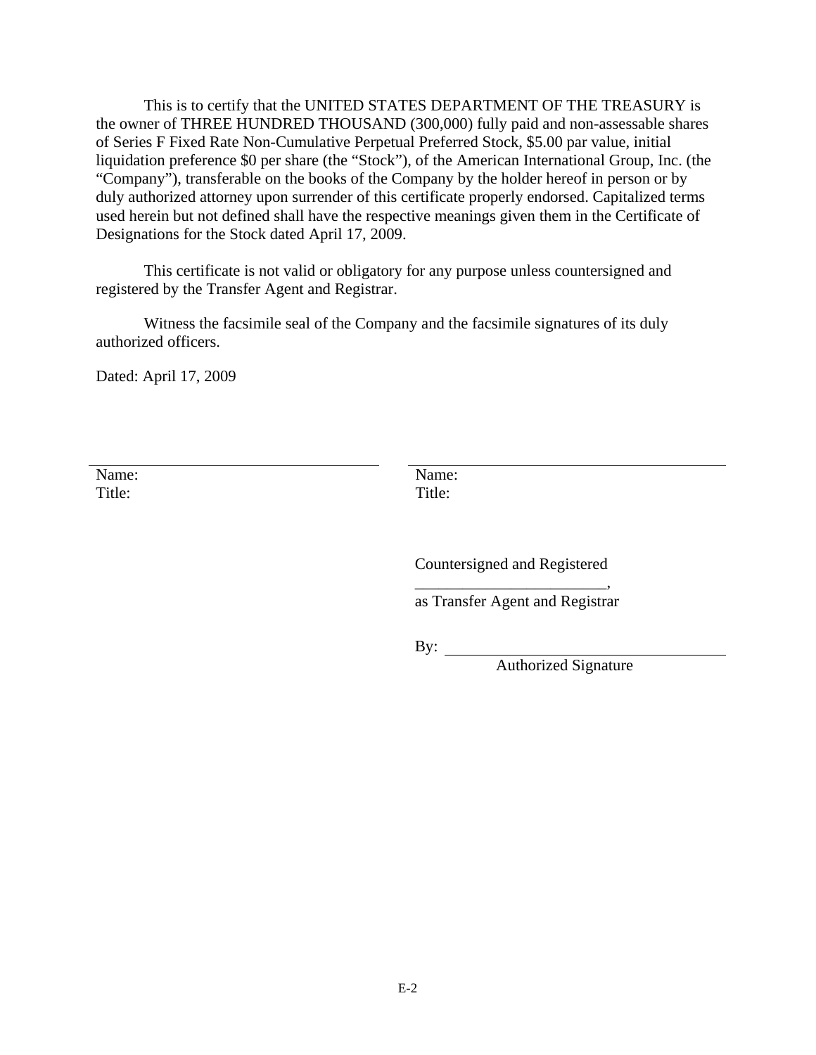This is to certify that the UNITED STATES DEPARTMENT OF THE TREASURY is the owner of THREE HUNDRED THOUSAND (300,000) fully paid and non-assessable shares of Series F Fixed Rate Non-Cumulative Perpetual Preferred Stock, $5.00 par value, initial liquidation preference $0 per share (the "Stock"), of the American International Group, Inc. (the "Company"), transferable on the books of the Company by the holder hereof in person or by duly authorized attorney upon surrender of this certificate properly endorsed. Capitalized terms used herein but not defined shall have the respective meanings given them in the Certificate of Designations for the Stock dated April 17, 2009.

This certificate is not valid or obligatory for any purpose unless countersigned and registered by the Transfer Agent and Registrar.

Witness the facsimile seal of the Company and the facsimile signatures of its duly authorized officers.

Dated: April 17, 2009

| | |
|---|---|
| Name: | Name: |
| Title: | Title: |

Countersigned and Registered

________________________,
as Transfer Agent and Registrar

By: ________________________
Authorized Signature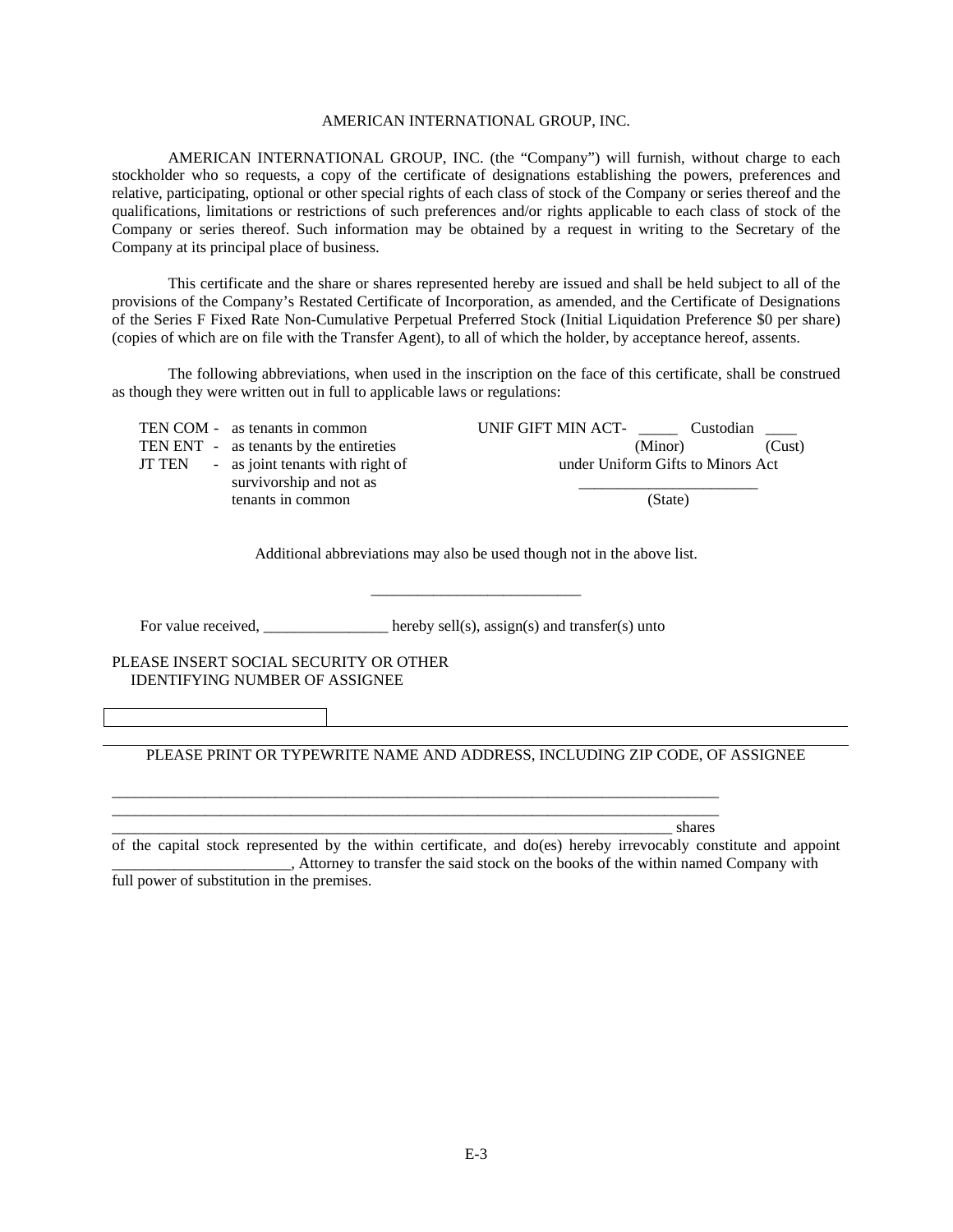AMERICAN INTERNATIONAL GROUP, INC.

AMERICAN INTERNATIONAL GROUP, INC. (the "Company") will furnish, without charge to each stockholder who so requests, a copy of the certificate of designations establishing the powers, preferences and relative, participating, optional or other special rights of each class of stock of the Company or series thereof and the qualifications, limitations or restrictions of such preferences and/or rights applicable to each class of stock of the Company or series thereof. Such information may be obtained by a request in writing to the Secretary of the Company at its principal place of business.

This certificate and the share or shares represented hereby are issued and shall be held subject to all of the provisions of the Company's Restated Certificate of Incorporation, as amended, and the Certificate of Designations of the Series F Fixed Rate Non-Cumulative Perpetual Preferred Stock (Initial Liquidation Preference $0 per share) (copies of which are on file with the Transfer Agent), to all of which the holder, by acceptance hereof, assents.

The following abbreviations, when used in the inscription on the face of this certificate, shall be construed as though they were written out in full to applicable laws or regulations:

TEN COM - as tenants in common

TEN ENT - as tenants by the entireties

JT TEN - as joint tenants with right of survivorship and not as tenants in common

UNIF GIFT MIN ACT- _____ Custodian ____
(Minor) (Cust)
under Uniform Gifts to Minors Act
_______________________
(State)

Additional abbreviations may also be used though not in the above list.

___________________________

For value received, ________________ hereby sell(s), assign(s) and transfer(s) unto

PLEASE INSERT SOCIAL SECURITY OR OTHER IDENTIFYING NUMBER OF ASSIGNEE

PLEASE PRINT OR TYPEWRITE NAME AND ADDRESS, INCLUDING ZIP CODE, OF ASSIGNEE

_______________________________________________________________________________

_______________________________________________________________________________

_______________________________________________________________________________ shares

of the capital stock represented by the within certificate, and do(es) hereby irrevocably constitute and appoint _______________________, Attorney to transfer the said stock on the books of the within named Company with full power of substitution in the premises.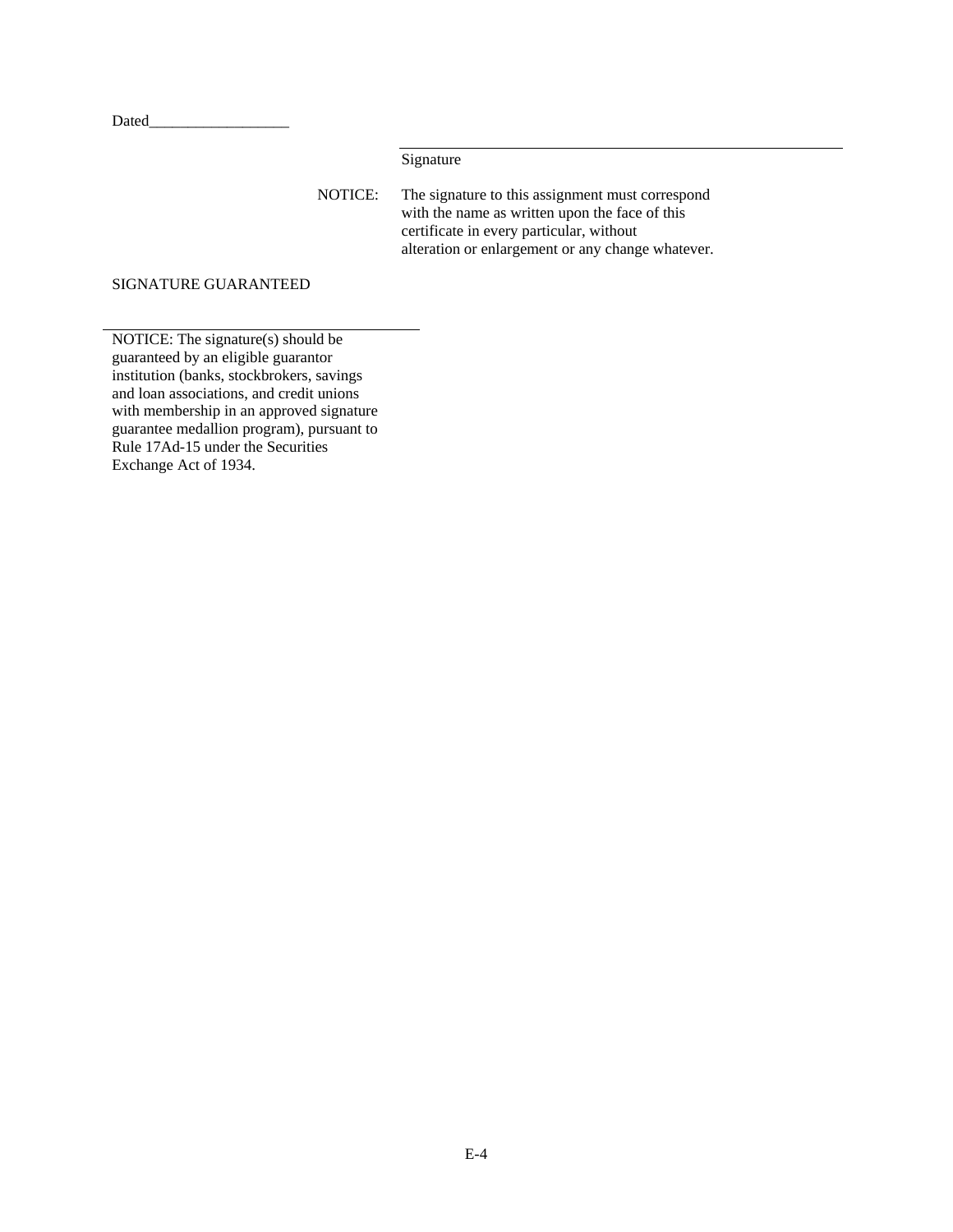Dated__________________

\_\_\_\_\_\_\_\_\_\_\_\_\_\_\_\_\_\_\_\_\_\_\_\_\_\_\_\_\_\_\_\_\_\_\_\_\_\_\_\_

Signature

NOTICE: The signature to this assignment must correspond with the name as written upon the face of this certificate in every particular, without alteration or enlargement or any change whatever.

SIGNATURE GUARANTEED

\_\_\_\_\_\_\_\_\_\_\_\_\_\_\_\_\_\_\_\_\_\_\_\_\_\_\_\_\_\_\_\_\_\_\_\_\_\_\_\_

NOTICE: The signature(s) should be guaranteed by an eligible guarantor institution (banks, stockbrokers, savings and loan associations, and credit unions with membership in an approved signature guarantee medallion program), pursuant to Rule 17Ad-15 under the Securities Exchange Act of 1934.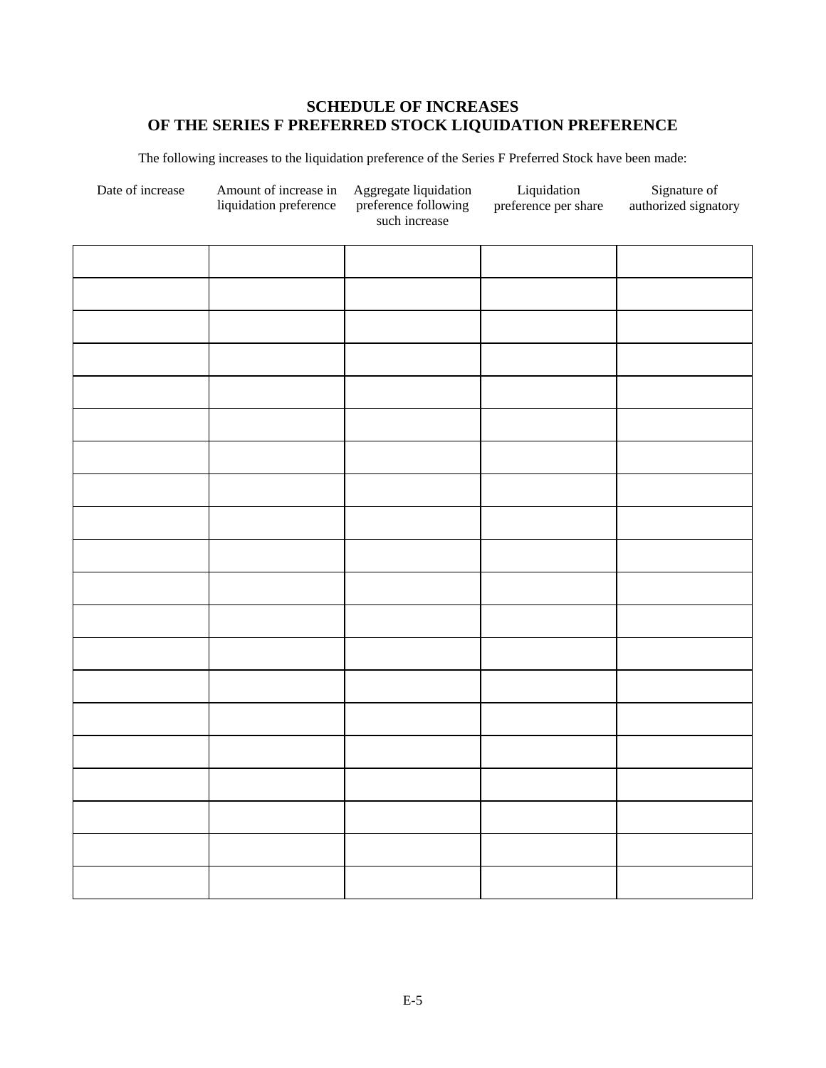## SCHEDULE OF INCREASES
## OF THE SERIES F PREFERRED STOCK LIQUIDATION PREFERENCE

The following increases to the liquidation preference of the Series F Preferred Stock have been made:

| Date of increase | Amount of increase in liquidation preference | Aggregate liquidation preference following such increase | Liquidation preference per share | Signature of authorized signatory |
|---|---|---|---|---|
| | | | | |
| | | | | |
| | | | | |
| | | | | |
| | | | | |
| | | | | |
| | | | | |
| | | | | |
| | | | | |
| | | | | |
| | | | | |
| | | | | |
| | | | | |
| | | | | |
| | | | | |
| | | | | |
| | | | | |
| | | | | |
| | | | | |
| | | | | |